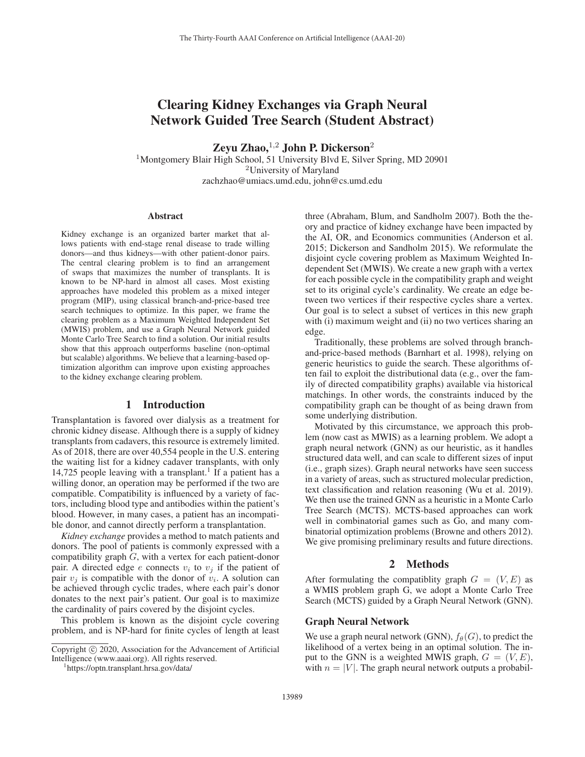# Clearing Kidney Exchanges via Graph Neural Network Guided Tree Search (Student Abstract)

**Zeyu Zhao,[1,2] John P. Dickerson[2]**

[1]Montgomery Blair High School, 51 University Blvd E, Silver Spring, MD 20901
[2]University of Maryland
zachzhao@umiacs.umd.edu, john@cs.umd.edu

## Abstract

Kidney exchange is an organized barter market that allows patients with end-stage renal disease to trade willing donors—and thus kidneys—with other patient-donor pairs. The central clearing problem is to find an arrangement of swaps that maximizes the number of transplants. It is known to be NP-hard in almost all cases. Most existing approaches have modeled this problem as a mixed integer program (MIP), using classical branch-and-price-based tree search techniques to optimize. In this paper, we frame the clearing problem as a Maximum Weighted Independent Set (MWIS) problem, and use a Graph Neural Network guided Monte Carlo Tree Search to find a solution. Our initial results show that this approach outperforms baseline (non-optimal but scalable) algorithms. We believe that a learning-based optimization algorithm can improve upon existing approaches to the kidney exchange clearing problem.

## 1 Introduction

Transplantation is favored over dialysis as a treatment for chronic kidney disease. Although there is a supply of kidney transplants from cadavers, this resource is extremely limited. As of 2018, there are over 40,554 people in the U.S. entering the waiting list for a kidney cadaver transplants, with only 14,725 people leaving with a transplant.[1] If a patient has a willing donor, an operation may be performed if the two are compatible. Compatibility is influenced by a variety of factors, including blood type and antibodies within the patient's blood. However, in many cases, a patient has an incompatible donor, and cannot directly perform a transplantation.

*Kidney exchange* provides a method to match patients and donors. The pool of patients is commonly expressed with a compatibility graph $G$, with a vertex for each patient-donor pair. A directed edge $e$ connects $v_i$ to $v_j$ if the patient of pair $v_j$ is compatible with the donor of $v_i$. A solution can be achieved through cyclic trades, where each pair's donor donates to the next pair's patient. Our goal is to maximize the cardinality of pairs covered by the disjoint cycles.

This problem is known as the disjoint cycle covering problem, and is NP-hard for finite cycles of length at least three (Abraham, Blum, and Sandholm 2007). Both the theory and practice of kidney exchange have been impacted by the AI, OR, and Economics communities (Anderson et al. 2015; Dickerson and Sandholm 2015). We reformulate the disjoint cycle covering problem as Maximum Weighted Independent Set (MWIS). We create a new graph with a vertex for each possible cycle in the compatibility graph and weight set to its original cycle's cardinality. We create an edge between two vertices if their respective cycles share a vertex. Our goal is to select a subset of vertices in this new graph with (i) maximum weight and (ii) no two vertices sharing an edge.

Traditionally, these problems are solved through branch-and-price-based methods (Barnhart et al. 1998), relying on generic heuristics to guide the search. These algorithms often fail to exploit the distributional data (e.g., over the family of directed compatibility graphs) available via historical matchings. In other words, the constraints induced by the compatibility graph can be thought of as being drawn from some underlying distribution.

Motivated by this circumstance, we approach this problem (now cast as MWIS) as a learning problem. We adopt a graph neural network (GNN) as our heuristic, as it handles structured data well, and can scale to different sizes of input (i.e., graph sizes). Graph neural networks have seen success in a variety of areas, such as structured molecular prediction, text classification and relation reasoning (Wu et al. 2019). We then use the trained GNN as a heuristic in a Monte Carlo Tree Search (MCTS). MCTS-based approaches can work well in combinatorial games such as Go, and many combinatorial optimization problems (Browne and others 2012). We give promising preliminary results and future directions.

## 2 Methods

After formulating the compatiblity graph $G = (V, E)$ as a WMIS problem graph G, we adopt a Monte Carlo Tree Search (MCTS) guided by a Graph Neural Network (GNN).

### Graph Neural Network

We use a graph neural network (GNN), $f_\theta(G)$, to predict the likelihood of a vertex being in an optimal solution. The input to the GNN is a weighted MWIS graph, $G = (V, E)$, with $n = |V|$. The graph neural network outputs a probabil-

---

Copyright © 2020, Association for the Advancement of Artificial Intelligence (www.aaai.org). All rights reserved.

[1]https://optn.transplant.hrsa.gov/data/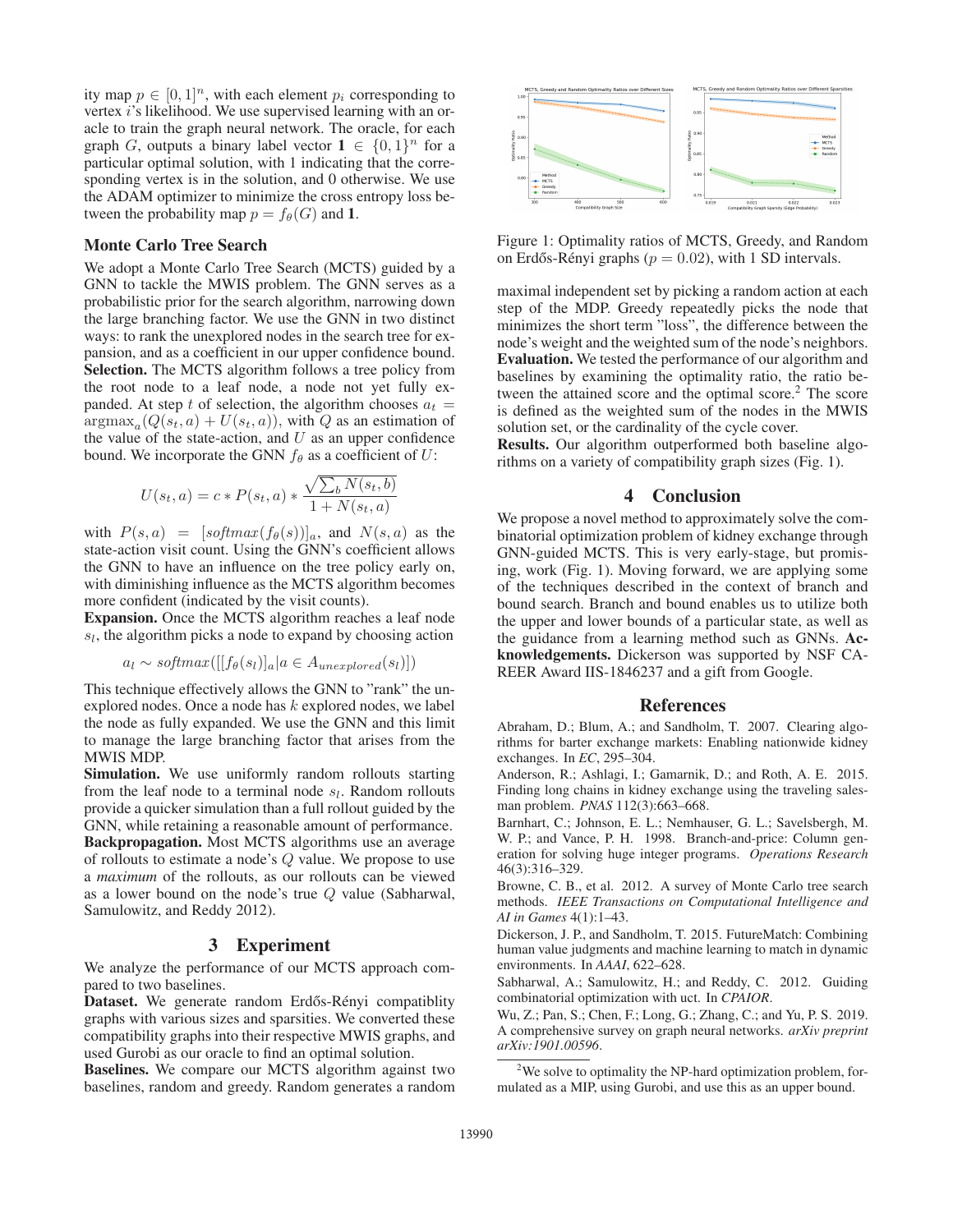ity map $p \in [0,1]^n$, with each element $p_i$ corresponding to vertex $i$'s likelihood. We use supervised learning with an oracle to train the graph neural network. The oracle, for each graph $G$, outputs a binary label vector $\mathbf{1} \in \{0,1\}^n$ for a particular optimal solution, with 1 indicating that the corresponding vertex is in the solution, and 0 otherwise. We use the ADAM optimizer to minimize the cross entropy loss between the probability map $p = f_\theta(G)$ and $\mathbf{1}$.

### Monte Carlo Tree Search

We adopt a Monte Carlo Tree Search (MCTS) guided by a GNN to tackle the MWIS problem. The GNN serves as a probabilistic prior for the search algorithm, narrowing down the large branching factor. We use the GNN in two distinct ways: to rank the unexplored nodes in the search tree for expansion, and as a coefficient in our upper confidence bound.

**Selection.** The MCTS algorithm follows a tree policy from the root node to a leaf node, a node not yet fully expanded. At step $t$ of selection, the algorithm chooses $a_t = \text{argmax}_a(Q(s_t, a) + U(s_t, a))$, with $Q$ as an estimation of the value of the state-action, and $U$ as an upper confidence bound. We incorporate the GNN $f_\theta$ as a coefficient of $U$:

$$U(s_t, a) = c * P(s_t, a) * \frac{\sqrt{\sum_b N(s_t, b)}}{1 + N(s_t, a)}$$

with $P(s, a) = [softmax(f_\theta(s))]_a$, and $N(s, a)$ as the state-action visit count. Using the GNN's coefficient allows the GNN to have an influence on the tree policy early on, with diminishing influence as the MCTS algorithm becomes more confident (indicated by the visit counts).

**Expansion.** Once the MCTS algorithm reaches a leaf node $s_l$, the algorithm picks a node to expand by choosing action

$$a_l \sim softmax([[f_\theta(s_l)]_a | a \in A_{unexplored}(s_l)])$$

This technique effectively allows the GNN to "rank" the unexplored nodes. Once a node has $k$ explored nodes, we label the node as fully expanded. We use the GNN and this limit to manage the large branching factor that arises from the MWIS MDP.

**Simulation.** We use uniformly random rollouts starting from the leaf node to a terminal node $s_l$. Random rollouts provide a quicker simulation than a full rollout guided by the GNN, while retaining a reasonable amount of performance.

**Backpropagation.** Most MCTS algorithms use an average of rollouts to estimate a node's $Q$ value. We propose to use a *maximum* of the rollouts, as our rollouts can be viewed as a lower bound on the node's true $Q$ value (Sabharwal, Samulowitz, and Reddy 2012).

## 3 Experiment

We analyze the performance of our MCTS approach compared to two baselines.

**Dataset.** We generate random Erdős-Rényi compatiblity graphs with various sizes and sparsities. We converted these compatibility graphs into their respective MWIS graphs, and used Gurobi as our oracle to find an optimal solution.

**Baselines.** We compare our MCTS algorithm against two baselines, random and greedy. Random generates a random maximal independent set by picking a random action at each step of the MDP. Greedy repeatedly picks the node that minimizes the short term "loss", the difference between the node's weight and the weighted sum of the node's neighbors.

**Evaluation.** We tested the performance of our algorithm and baselines by examining the optimality ratio, the ratio between the attained score and the optimal score.[2] The score is defined as the weighted sum of the nodes in the MWIS solution set, or the cardinality of the cycle cover.

**Results.** Our algorithm outperformed both baseline algorithms on a variety of compatibility graph sizes (Fig. 1).

MCTS, Greedy and Random Optimality Ratios over Different Sizes

Optimality Ratio

1.00
0.95
0.90
0.85
0.80

Method
MCTS
Greedy
Random

300
400
500
600

Compatibility Graph Size

MCTS, Greedy and Random Optimality Ratios over Different Sparsities

0.95
0.90
0.85
0.80
0.75

Method
MCTS
Greedy
Random

0.019
0.021
0.022
0.023

Compatibility Graph Sparsity (Edge Probability)

Figure 1: Optimality ratios of MCTS, Greedy, and Random on Erdős-Rényi graphs ($p = 0.02$), with 1 SD intervals.

## 4 Conclusion

We propose a novel method to approximately solve the combinatorial optimization problem of kidney exchange through GNN-guided MCTS. This is very early-stage, but promising, work (Fig. 1). Moving forward, we are applying some of the techniques described in the context of branch and bound search. Branch and bound enables us to utilize both the upper and lower bounds of a particular state, as well as the guidance from a learning method such as GNNs.

**Acknowledgements.** Dickerson was supported by NSF CAREER Award IIS-1846237 and a gift from Google.

## References

Abraham, D.; Blum, A.; and Sandholm, T. 2007. Clearing algorithms for barter exchange markets: Enabling nationwide kidney exchanges. In *EC*, 295–304.

Anderson, R.; Ashlagi, I.; Gamarnik, D.; and Roth, A. E. 2015. Finding long chains in kidney exchange using the traveling salesman problem. *PNAS* 112(3):663–668.

Barnhart, C.; Johnson, E. L.; Nemhauser, G. L.; Savelsbergh, M. W. P.; and Vance, P. H. 1998. Branch-and-price: Column generation for solving huge integer programs. *Operations Research* 46(3):316–329.

Browne, C. B., et al. 2012. A survey of Monte Carlo tree search methods. *IEEE Transactions on Computational Intelligence and AI in Games* 4(1):1–43.

Dickerson, J. P., and Sandholm, T. 2015. FutureMatch: Combining human value judgments and machine learning to match in dynamic environments. In *AAAI*, 622–628.

Sabharwal, A.; Samulowitz, H.; and Reddy, C. 2012. Guiding combinatorial optimization with uct. In *CPAIOR*.

Wu, Z.; Pan, S.; Chen, F.; Long, G.; Zhang, C.; and Yu, P. S. 2019. A comprehensive survey on graph neural networks. *arXiv preprint arXiv:1901.00596*.

[2]We solve to optimality the NP-hard optimization problem, formulated as a MIP, using Gurobi, and use this as an upper bound.